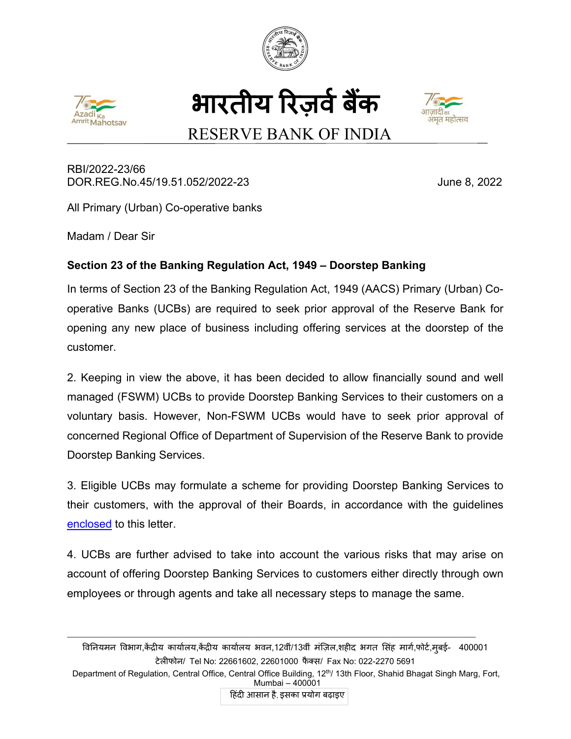# भारतीय रिज़र्व बैंक

# RESERVE BANK OF INDIA

RBI/2022-23/66
DOR.REG.No.45/19.51.052/2022-23

June 8, 2022

All Primary (Urban) Co-operative banks

Madam / Dear Sir

**Section 23 of the Banking Regulation Act, 1949 – Doorstep Banking**

In terms of Section 23 of the Banking Regulation Act, 1949 (AACS) Primary (Urban) Co-operative Banks (UCBs) are required to seek prior approval of the Reserve Bank for opening any new place of business including offering services at the doorstep of the customer.

2. Keeping in view the above, it has been decided to allow financially sound and well managed (FSWM) UCBs to provide Doorstep Banking Services to their customers on a voluntary basis. However, Non-FSWM UCBs would have to seek prior approval of concerned Regional Office of Department of Supervision of the Reserve Bank to provide Doorstep Banking Services.

3. Eligible UCBs may formulate a scheme for providing Doorstep Banking Services to their customers, with the approval of their Boards, in accordance with the guidelines enclosed to this letter.

4. UCBs are further advised to take into account the various risks that may arise on account of offering Doorstep Banking Services to customers either directly through own employees or through agents and take all necessary steps to manage the same.

---

विनियमन विभाग,केंद्रीय कार्यालय,केंद्रीय कार्यालय भवन,12वीं/13वीं मंज़िल,शहीद भगत सिंह मार्ग,फोर्ट,मुंबई- 400001
टेलीफोन/ Tel No: 22661602, 22601000 फैक्स/ Fax No: 022-2270 5691
Department of Regulation, Central Office, Central Office Building, 12th/ 13th Floor, Shahid Bhagat Singh Marg, Fort, Mumbai – 400001
हिंदी आसान है, इसका प्रयोग बढ़ाइए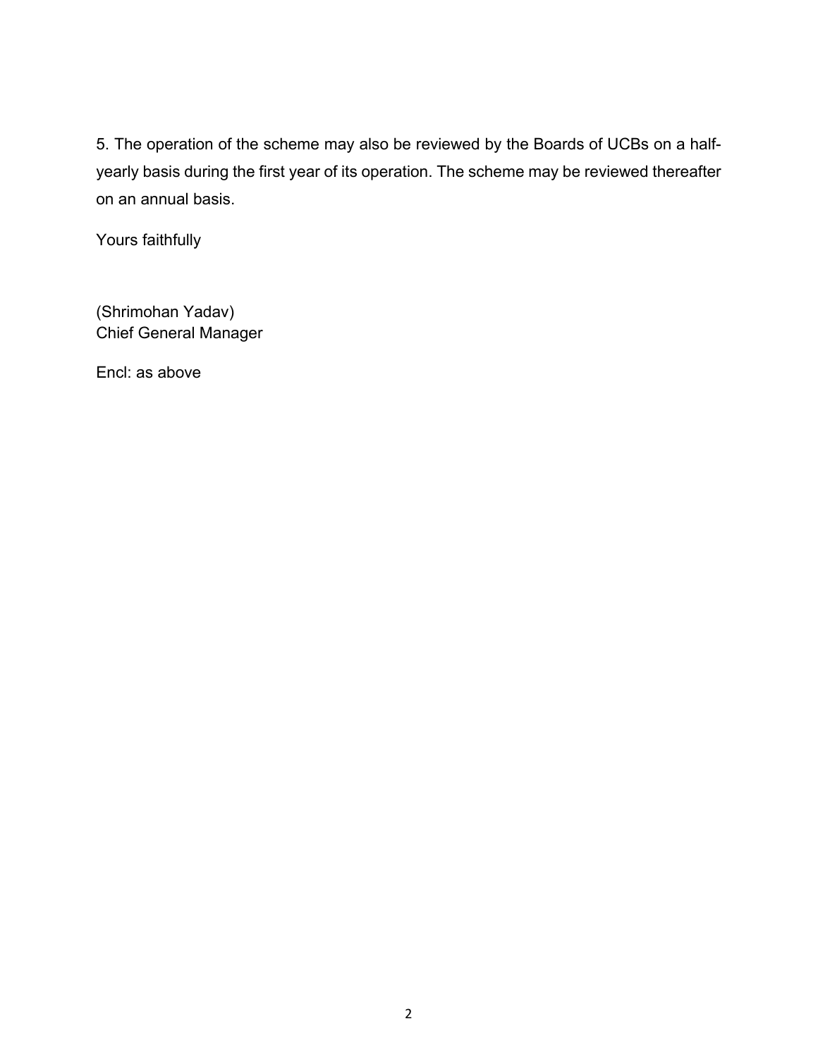5. The operation of the scheme may also be reviewed by the Boards of UCBs on a half-yearly basis during the first year of its operation. The scheme may be reviewed thereafter on an annual basis.

Yours faithfully

(Shrimohan Yadav)
Chief General Manager

Encl: as above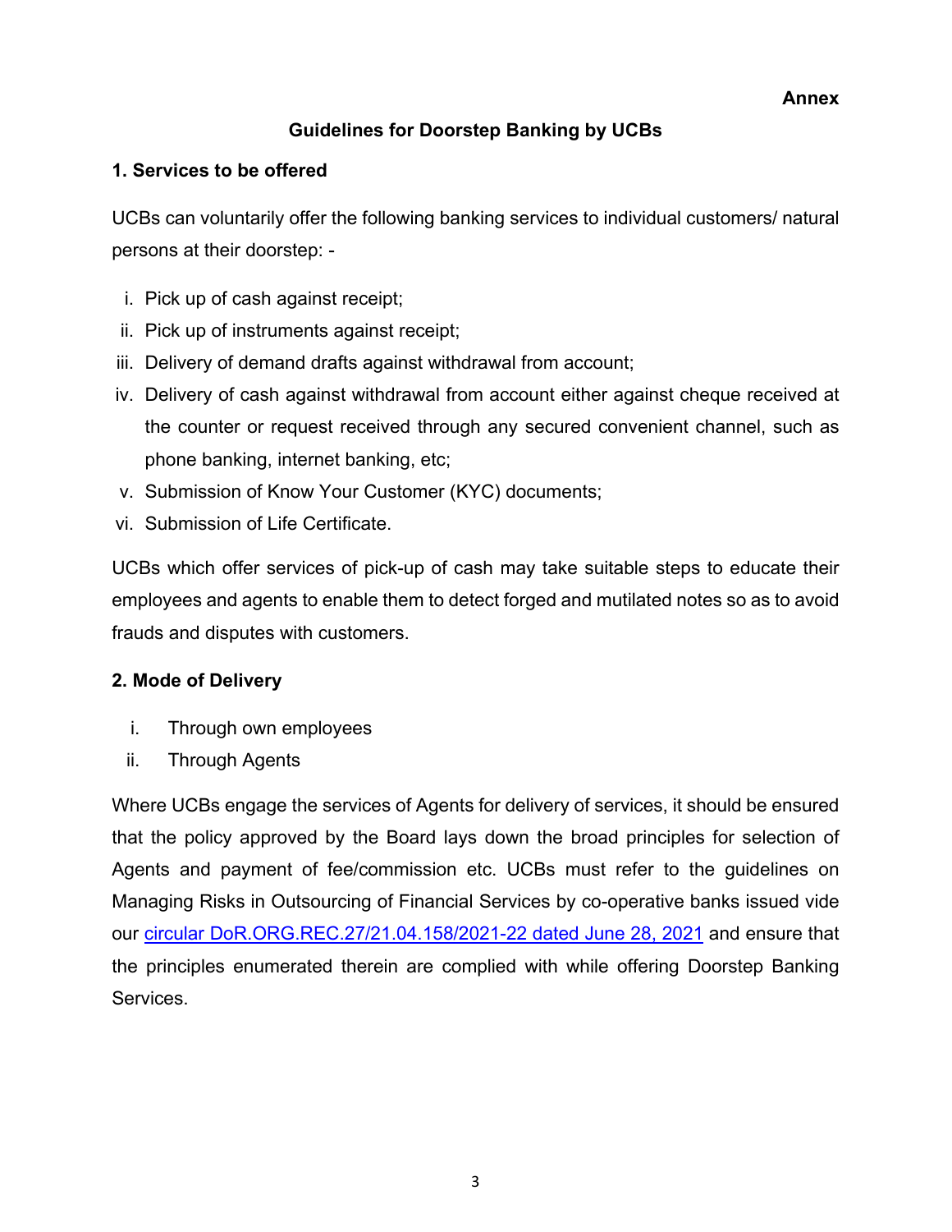**Annex**

## Guidelines for Doorstep Banking by UCBs

### 1. Services to be offered

UCBs can voluntarily offer the following banking services to individual customers/ natural persons at their doorstep: -

i. Pick up of cash against receipt;
ii. Pick up of instruments against receipt;
iii. Delivery of demand drafts against withdrawal from account;
iv. Delivery of cash against withdrawal from account either against cheque received at the counter or request received through any secured convenient channel, such as phone banking, internet banking, etc;
v. Submission of Know Your Customer (KYC) documents;
vi. Submission of Life Certificate.

UCBs which offer services of pick-up of cash may take suitable steps to educate their employees and agents to enable them to detect forged and mutilated notes so as to avoid frauds and disputes with customers.

### 2. Mode of Delivery

i. Through own employees
ii. Through Agents

Where UCBs engage the services of Agents for delivery of services, it should be ensured that the policy approved by the Board lays down the broad principles for selection of Agents and payment of fee/commission etc. UCBs must refer to the guidelines on Managing Risks in Outsourcing of Financial Services by co-operative banks issued vide our circular DoR.ORG.REC.27/21.04.158/2021-22 dated June 28, 2021 and ensure that the principles enumerated therein are complied with while offering Doorstep Banking Services.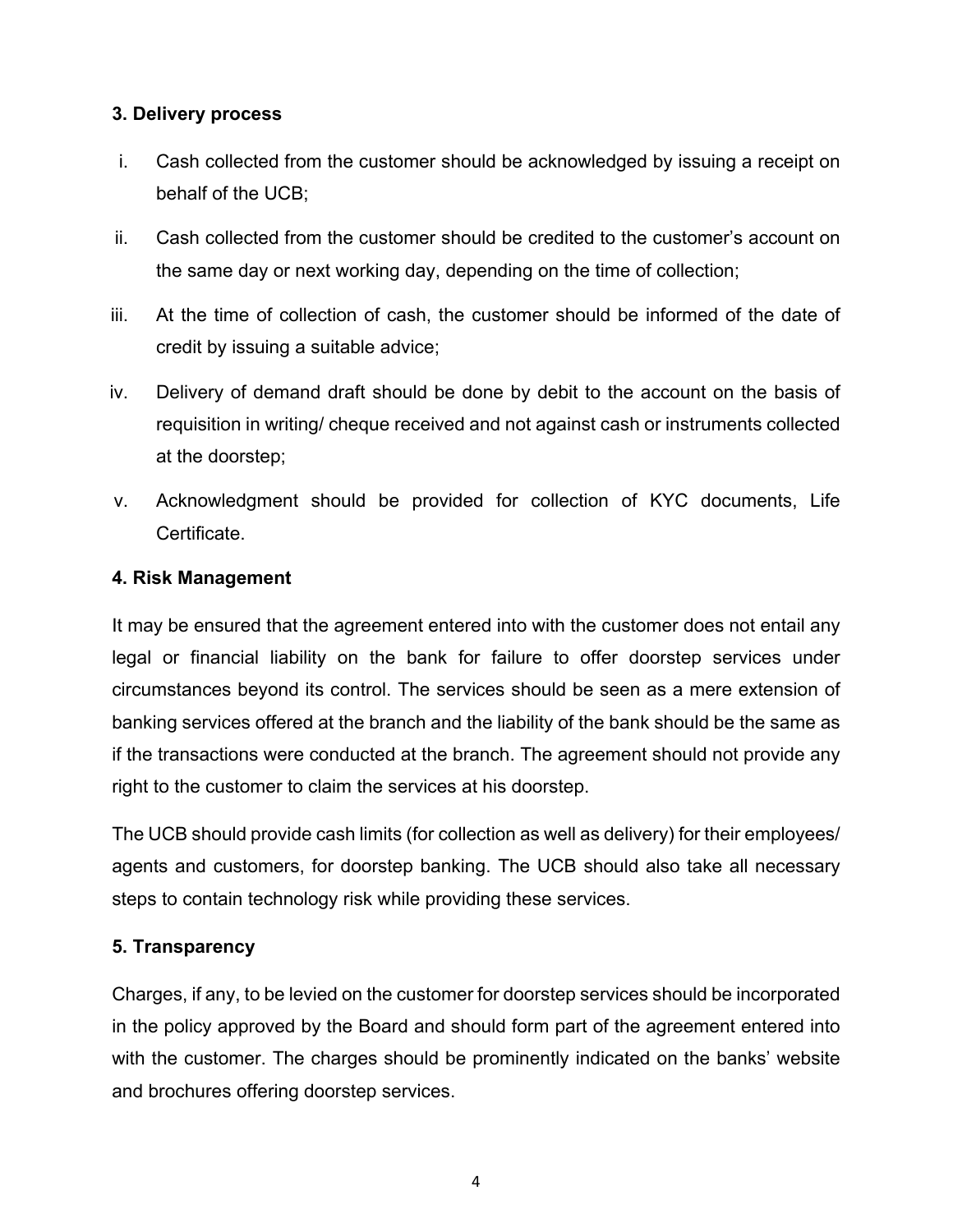### 3. Delivery process

i. Cash collected from the customer should be acknowledged by issuing a receipt on behalf of the UCB;

ii. Cash collected from the customer should be credited to the customer's account on the same day or next working day, depending on the time of collection;

iii. At the time of collection of cash, the customer should be informed of the date of credit by issuing a suitable advice;

iv. Delivery of demand draft should be done by debit to the account on the basis of requisition in writing/ cheque received and not against cash or instruments collected at the doorstep;

v. Acknowledgment should be provided for collection of KYC documents, Life Certificate.

### 4. Risk Management

It may be ensured that the agreement entered into with the customer does not entail any legal or financial liability on the bank for failure to offer doorstep services under circumstances beyond its control. The services should be seen as a mere extension of banking services offered at the branch and the liability of the bank should be the same as if the transactions were conducted at the branch. The agreement should not provide any right to the customer to claim the services at his doorstep.

The UCB should provide cash limits (for collection as well as delivery) for their employees/ agents and customers, for doorstep banking. The UCB should also take all necessary steps to contain technology risk while providing these services.

### 5. Transparency

Charges, if any, to be levied on the customer for doorstep services should be incorporated in the policy approved by the Board and should form part of the agreement entered into with the customer. The charges should be prominently indicated on the banks' website and brochures offering doorstep services.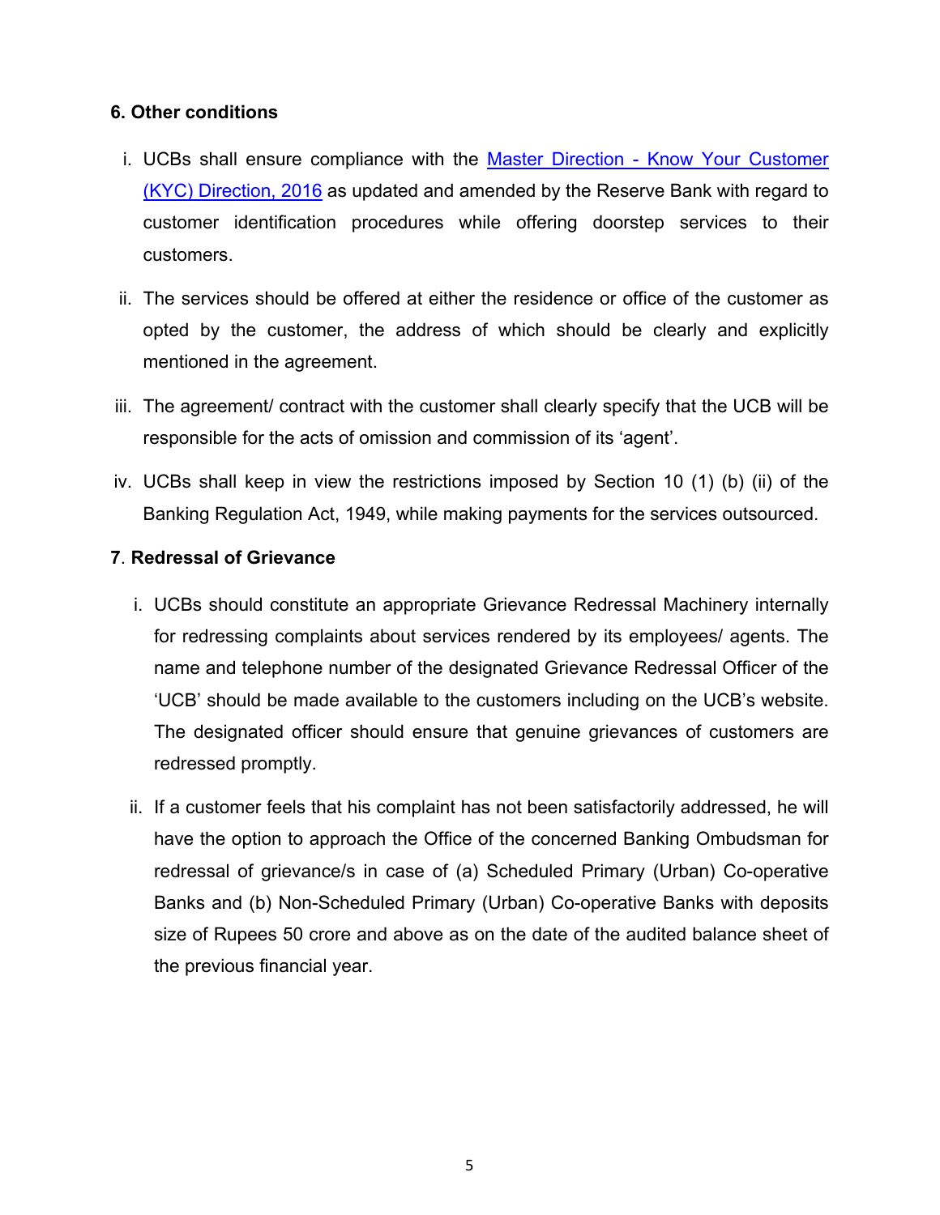**6. Other conditions**

i. UCBs shall ensure compliance with the Master Direction - Know Your Customer (KYC) Direction, 2016 as updated and amended by the Reserve Bank with regard to customer identification procedures while offering doorstep services to their customers.

ii. The services should be offered at either the residence or office of the customer as opted by the customer, the address of which should be clearly and explicitly mentioned in the agreement.

iii. The agreement/ contract with the customer shall clearly specify that the UCB will be responsible for the acts of omission and commission of its 'agent'.

iv. UCBs shall keep in view the restrictions imposed by Section 10 (1) (b) (ii) of the Banking Regulation Act, 1949, while making payments for the services outsourced.

7. **Redressal of Grievance**

i. UCBs should constitute an appropriate Grievance Redressal Machinery internally for redressing complaints about services rendered by its employees/ agents. The name and telephone number of the designated Grievance Redressal Officer of the 'UCB' should be made available to the customers including on the UCB's website. The designated officer should ensure that genuine grievances of customers are redressed promptly.

ii. If a customer feels that his complaint has not been satisfactorily addressed, he will have the option to approach the Office of the concerned Banking Ombudsman for redressal of grievance/s in case of (a) Scheduled Primary (Urban) Co-operative Banks and (b) Non-Scheduled Primary (Urban) Co-operative Banks with deposits size of Rupees 50 crore and above as on the date of the audited balance sheet of the previous financial year.